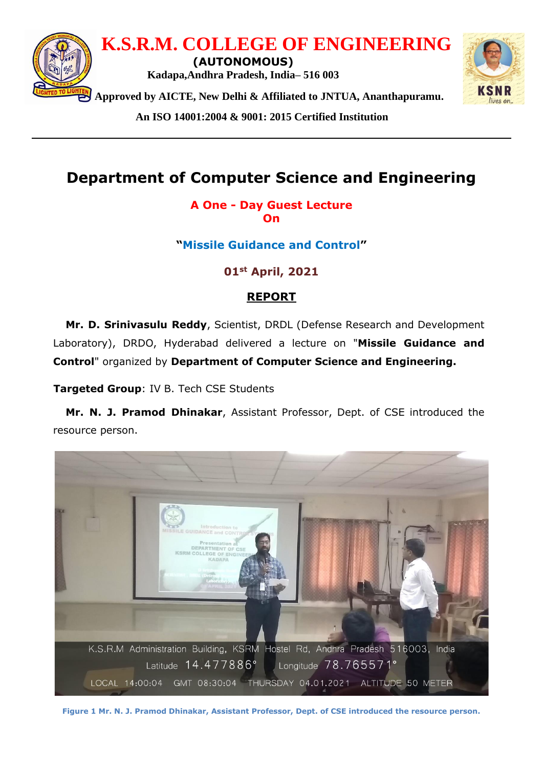# K.S.R.M. COLLEGE OF ENGINEERING

**(AUTONOMOUS)**

Kadapa,Andhra Pradesh, India– 516 003

Approved by AICTE, New Delhi & Affiliated to JNTUA, Ananthapuramu.

An ISO 14001:2004 & 9001: 2015 Certified Institution

---

## Department of Computer Science and Engineering

**A One - Day Guest Lecture On**

**"Missile Guidance and Control"**

**01st April, 2021**

**REPORT**

**Mr. D. Srinivasulu Reddy**, Scientist, DRDL (Defense Research and Development Laboratory), DRDO, Hyderabad delivered a lecture on "**Missile Guidance and Control**" organized by **Department of Computer Science and Engineering.**

**Targeted Group**: IV B. Tech CSE Students

**Mr. N. J. Pramod Dhinakar**, Assistant Professor, Dept. of CSE introduced the resource person.

**Figure 1 Mr. N. J. Pramod Dhinakar, Assistant Professor, Dept. of CSE introduced the resource person.**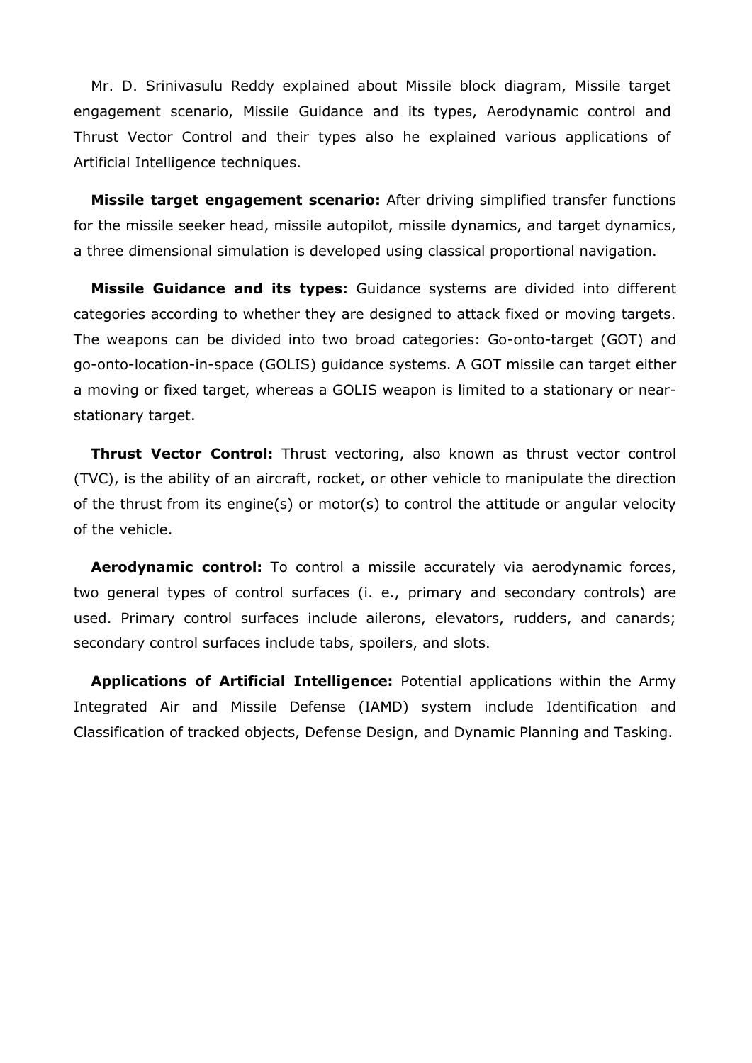Mr. D. Srinivasulu Reddy explained about Missile block diagram, Missile target engagement scenario, Missile Guidance and its types, Aerodynamic control and Thrust Vector Control and their types also he explained various applications of Artificial Intelligence techniques.

**Missile target engagement scenario:** After driving simplified transfer functions for the missile seeker head, missile autopilot, missile dynamics, and target dynamics, a three dimensional simulation is developed using classical proportional navigation.

**Missile Guidance and its types:** Guidance systems are divided into different categories according to whether they are designed to attack fixed or moving targets. The weapons can be divided into two broad categories: Go-onto-target (GOT) and go-onto-location-in-space (GOLIS) guidance systems. A GOT missile can target either a moving or fixed target, whereas a GOLIS weapon is limited to a stationary or near-stationary target.

**Thrust Vector Control:** Thrust vectoring, also known as thrust vector control (TVC), is the ability of an aircraft, rocket, or other vehicle to manipulate the direction of the thrust from its engine(s) or motor(s) to control the attitude or angular velocity of the vehicle.

**Aerodynamic control:** To control a missile accurately via aerodynamic forces, two general types of control surfaces (i. e., primary and secondary controls) are used. Primary control surfaces include ailerons, elevators, rudders, and canards; secondary control surfaces include tabs, spoilers, and slots.

**Applications of Artificial Intelligence:** Potential applications within the Army Integrated Air and Missile Defense (IAMD) system include Identification and Classification of tracked objects, Defense Design, and Dynamic Planning and Tasking.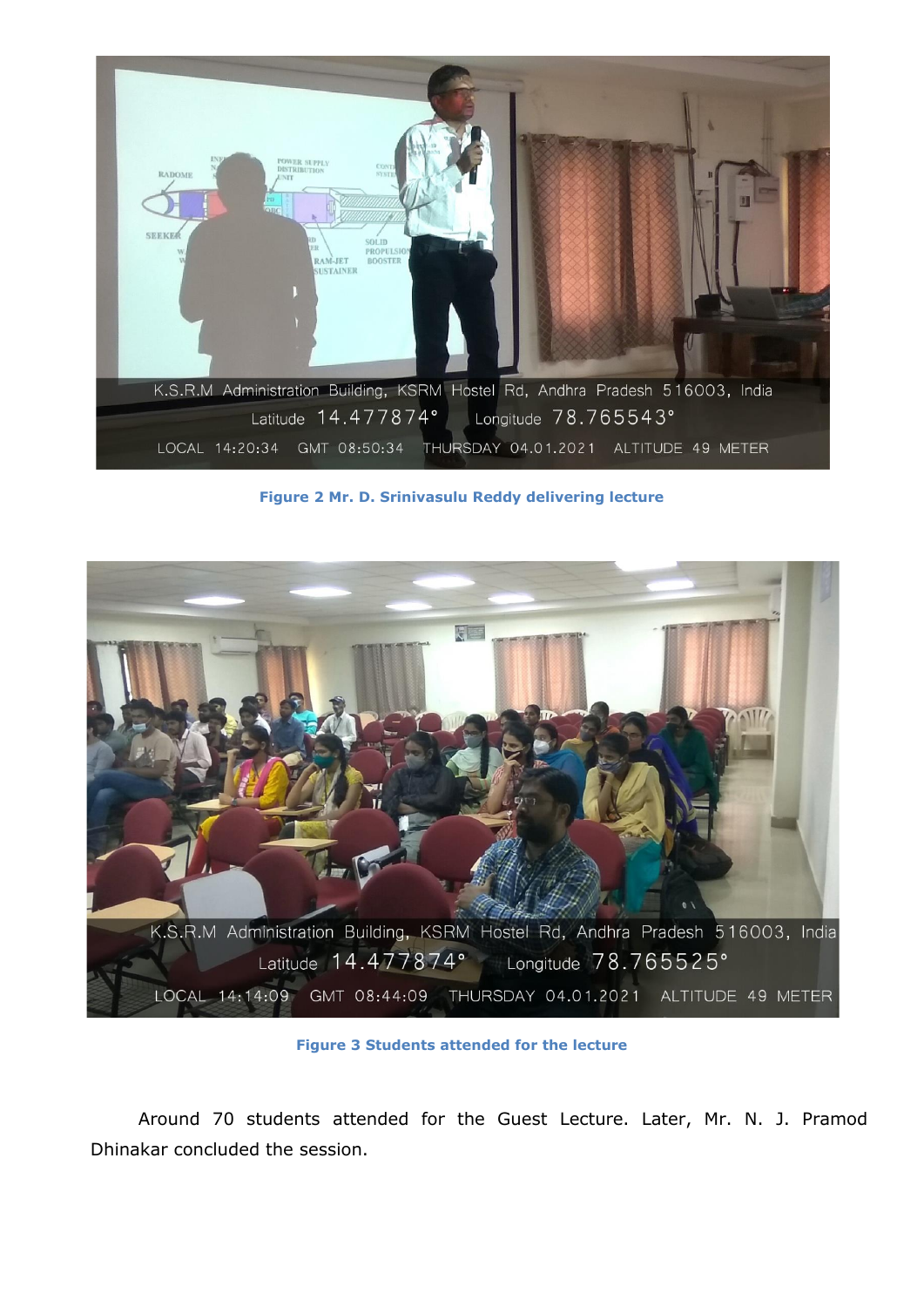Figure 2 Mr. D. Srinivasulu Reddy delivering lecture

Figure 3 Students attended for the lecture

Around 70 students attended for the Guest Lecture. Later, Mr. N. J. Pramod Dhinakar concluded the session.